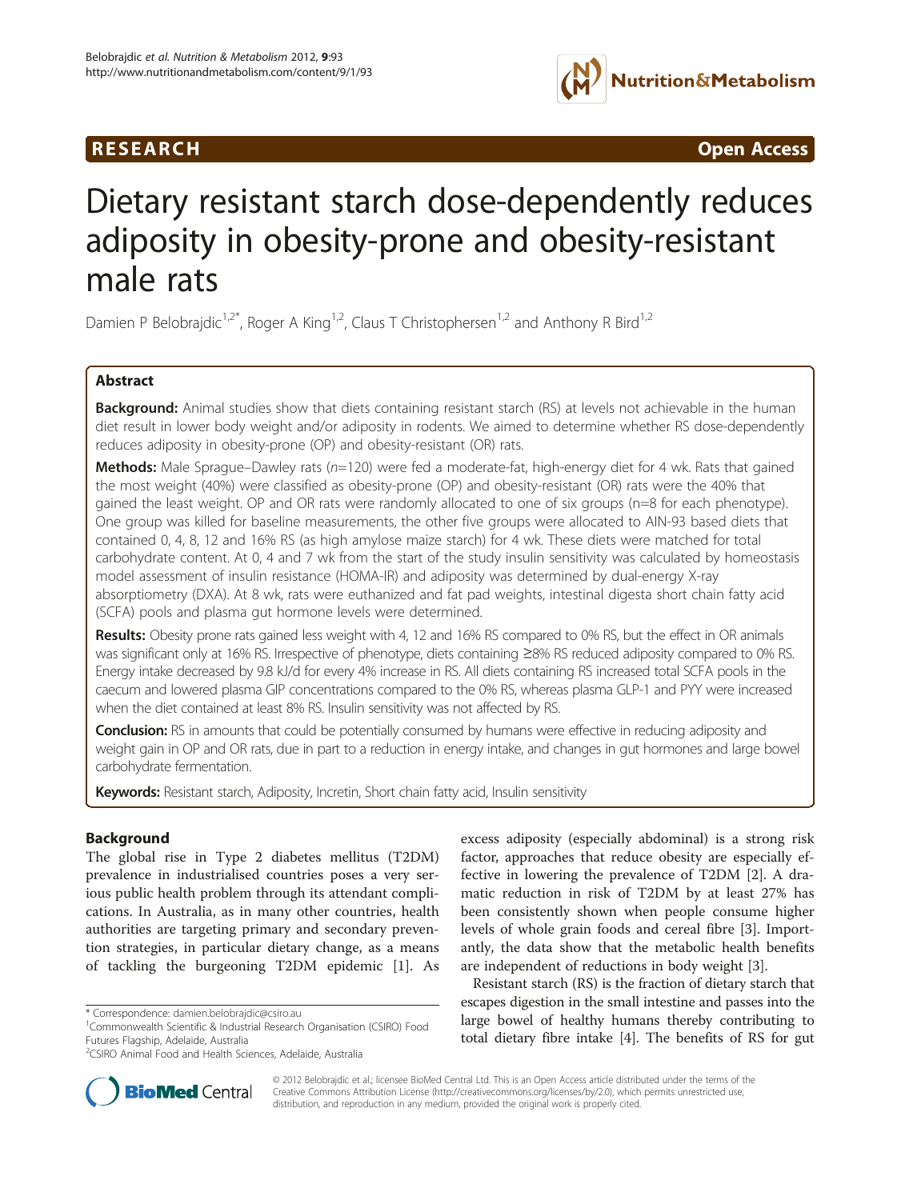RESEARCH Open Access

# Dietary resistant starch dose-dependently reduces adiposity in obesity-prone and obesity-resistant male rats

Damien P Belobrajdic[1,2*], Roger A King[1,2], Claus T Christophersen[1,2] and Anthony R Bird[1,2]

## Abstract

**Background:** Animal studies show that diets containing resistant starch (RS) at levels not achievable in the human diet result in lower body weight and/or adiposity in rodents. We aimed to determine whether RS dose-dependently reduces adiposity in obesity-prone (OP) and obesity-resistant (OR) rats.

**Methods:** Male Sprague–Dawley rats (*n*=120) were fed a moderate-fat, high-energy diet for 4 wk. Rats that gained the most weight (40%) were classified as obesity-prone (OP) and obesity-resistant (OR) rats were the 40% that gained the least weight. OP and OR rats were randomly allocated to one of six groups (n=8 for each phenotype). One group was killed for baseline measurements, the other five groups were allocated to AIN-93 based diets that contained 0, 4, 8, 12 and 16% RS (as high amylose maize starch) for 4 wk. These diets were matched for total carbohydrate content. At 0, 4 and 7 wk from the start of the study insulin sensitivity was calculated by homeostasis model assessment of insulin resistance (HOMA-IR) and adiposity was determined by dual-energy X-ray absorptiometry (DXA). At 8 wk, rats were euthanized and fat pad weights, intestinal digesta short chain fatty acid (SCFA) pools and plasma gut hormone levels were determined.

**Results:** Obesity prone rats gained less weight with 4, 12 and 16% RS compared to 0% RS, but the effect in OR animals was significant only at 16% RS. Irrespective of phenotype, diets containing ≥8% RS reduced adiposity compared to 0% RS. Energy intake decreased by 9.8 kJ/d for every 4% increase in RS. All diets containing RS increased total SCFA pools in the caecum and lowered plasma GIP concentrations compared to the 0% RS, whereas plasma GLP-1 and PYY were increased when the diet contained at least 8% RS. Insulin sensitivity was not affected by RS.

**Conclusion:** RS in amounts that could be potentially consumed by humans were effective in reducing adiposity and weight gain in OP and OR rats, due in part to a reduction in energy intake, and changes in gut hormones and large bowel carbohydrate fermentation.

**Keywords:** Resistant starch, Adiposity, Incretin, Short chain fatty acid, Insulin sensitivity

## Background

The global rise in Type 2 diabetes mellitus (T2DM) prevalence in industrialised countries poses a very serious public health problem through its attendant complications. In Australia, as in many other countries, health authorities are targeting primary and secondary prevention strategies, in particular dietary change, as a means of tackling the burgeoning T2DM epidemic [1]. As excess adiposity (especially abdominal) is a strong risk factor, approaches that reduce obesity are especially effective in lowering the prevalence of T2DM [2]. A dramatic reduction in risk of T2DM by at least 27% has been consistently shown when people consume higher levels of whole grain foods and cereal fibre [3]. Importantly, the data show that the metabolic health benefits are independent of reductions in body weight [3].

Resistant starch (RS) is the fraction of dietary starch that escapes digestion in the small intestine and passes into the large bowel of healthy humans thereby contributing to total dietary fibre intake [4]. The benefits of RS for gut

\* Correspondence: damien.belobrajdic@csiro.au
[1]Commonwealth Scientific & Industrial Research Organisation (CSIRO) Food Futures Flagship, Adelaide, Australia
[2]CSIRO Animal Food and Health Sciences, Adelaide, Australia

© 2012 Belobrajdic et al.; licensee BioMed Central Ltd. This is an Open Access article distributed under the terms of the Creative Commons Attribution License (http://creativecommons.org/licenses/by/2.0), which permits unrestricted use, distribution, and reproduction in any medium, provided the original work is properly cited.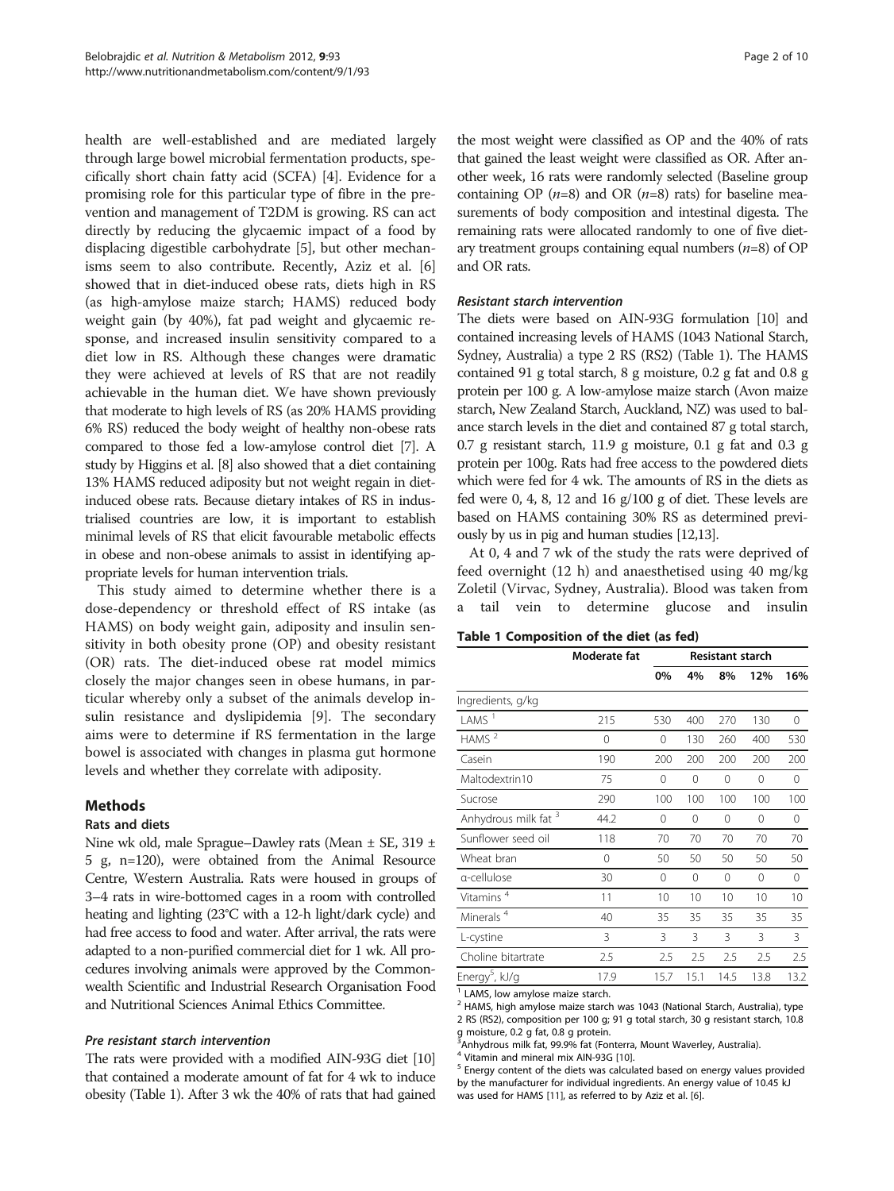health are well-established and are mediated largely through large bowel microbial fermentation products, specifically short chain fatty acid (SCFA) [4]. Evidence for a promising role for this particular type of fibre in the prevention and management of T2DM is growing. RS can act directly by reducing the glycaemic impact of a food by displacing digestible carbohydrate [5], but other mechanisms seem to also contribute. Recently, Aziz et al. [6] showed that in diet-induced obese rats, diets high in RS (as high-amylose maize starch; HAMS) reduced body weight gain (by 40%), fat pad weight and glycaemic response, and increased insulin sensitivity compared to a diet low in RS. Although these changes were dramatic they were achieved at levels of RS that are not readily achievable in the human diet. We have shown previously that moderate to high levels of RS (as 20% HAMS providing 6% RS) reduced the body weight of healthy non-obese rats compared to those fed a low-amylose control diet [7]. A study by Higgins et al. [8] also showed that a diet containing 13% HAMS reduced adiposity but not weight regain in diet-induced obese rats. Because dietary intakes of RS in industrialised countries are low, it is important to establish minimal levels of RS that elicit favourable metabolic effects in obese and non-obese animals to assist in identifying appropriate levels for human intervention trials.

This study aimed to determine whether there is a dose-dependency or threshold effect of RS intake (as HAMS) on body weight gain, adiposity and insulin sensitivity in both obesity prone (OP) and obesity resistant (OR) rats. The diet-induced obese rat model mimics closely the major changes seen in obese humans, in particular whereby only a subset of the animals develop insulin resistance and dyslipidemia [9]. The secondary aims were to determine if RS fermentation in the large bowel is associated with changes in plasma gut hormone levels and whether they correlate with adiposity.

## Methods

### Rats and diets

Nine wk old, male Sprague–Dawley rats (Mean ± SE, 319 ± 5 g, n=120), were obtained from the Animal Resource Centre, Western Australia. Rats were housed in groups of 3–4 rats in wire-bottomed cages in a room with controlled heating and lighting (23°C with a 12-h light/dark cycle) and had free access to food and water. After arrival, the rats were adapted to a non-purified commercial diet for 1 wk. All procedures involving animals were approved by the Commonwealth Scientific and Industrial Research Organisation Food and Nutritional Sciences Animal Ethics Committee.

#### *Pre resistant starch intervention*

The rats were provided with a modified AIN-93G diet [10] that contained a moderate amount of fat for 4 wk to induce obesity (Table 1). After 3 wk the 40% of rats that had gained the most weight were classified as OP and the 40% of rats that gained the least weight were classified as OR. After another week, 16 rats were randomly selected (Baseline group containing OP (*n*=8) and OR (*n*=8) rats) for baseline measurements of body composition and intestinal digesta. The remaining rats were allocated randomly to one of five dietary treatment groups containing equal numbers (*n*=8) of OP and OR rats.

#### *Resistant starch intervention*

The diets were based on AIN-93G formulation [10] and contained increasing levels of HAMS (1043 National Starch, Sydney, Australia) a type 2 RS (RS2) (Table 1). The HAMS contained 91 g total starch, 8 g moisture, 0.2 g fat and 0.8 g protein per 100 g. A low-amylose maize starch (Avon maize starch, New Zealand Starch, Auckland, NZ) was used to balance starch levels in the diet and contained 87 g total starch, 0.7 g resistant starch, 11.9 g moisture, 0.1 g fat and 0.3 g protein per 100g. Rats had free access to the powdered diets which were fed for 4 wk. The amounts of RS in the diets as fed were 0, 4, 8, 12 and 16 g/100 g of diet. These levels are based on HAMS containing 30% RS as determined previously by us in pig and human studies [12,13].

At 0, 4 and 7 wk of the study the rats were deprived of feed overnight (12 h) and anaesthetised using 40 mg/kg Zoletil (Virvac, Sydney, Australia). Blood was taken from a tail vein to determine glucose and insulin

**Table 1 Composition of the diet (as fed)**

| | Moderate fat | Resistant starch | | | | |
|---|---|---|---|---|---|---|
| | | 0% | 4% | 8% | 12% | 16% |
| Ingredients, g/kg | | | | | | |
| LAMS [1] | 215 | 530 | 400 | 270 | 130 | 0 |
| HAMS [2] | 0 | 0 | 130 | 260 | 400 | 530 |
| Casein | 190 | 200 | 200 | 200 | 200 | 200 |
| Maltodextrin10 | 75 | 0 | 0 | 0 | 0 | 0 |
| Sucrose | 290 | 100 | 100 | 100 | 100 | 100 |
| Anhydrous milk fat [3] | 44.2 | 0 | 0 | 0 | 0 | 0 |
| Sunflower seed oil | 118 | 70 | 70 | 70 | 70 | 70 |
| Wheat bran | 0 | 50 | 50 | 50 | 50 | 50 |
| α-cellulose | 30 | 0 | 0 | 0 | 0 | 0 |
| Vitamins [4] | 11 | 10 | 10 | 10 | 10 | 10 |
| Minerals [4] | 40 | 35 | 35 | 35 | 35 | 35 |
| L-cystine | 3 | 3 | 3 | 3 | 3 | 3 |
| Choline bitartrate | 2.5 | 2.5 | 2.5 | 2.5 | 2.5 | 2.5 |
| Energy[5], kJ/g | 17.9 | 15.7 | 15.1 | 14.5 | 13.8 | 13.2 |

[1] LAMS, low amylose maize starch.
[2] HAMS, high amylose maize starch was 1043 (National Starch, Australia), type 2 RS (RS2), composition per 100 g; 91 g total starch, 30 g resistant starch, 10.8 g moisture, 0.2 g fat, 0.8 g protein.
[3] Anhydrous milk fat, 99.9% fat (Fonterra, Mount Waverley, Australia).
[4] Vitamin and mineral mix AIN-93G [10].
[5] Energy content of the diets was calculated based on energy values provided by the manufacturer for individual ingredients. An energy value of 10.45 kJ was used for HAMS [11], as referred to by Aziz et al. [6].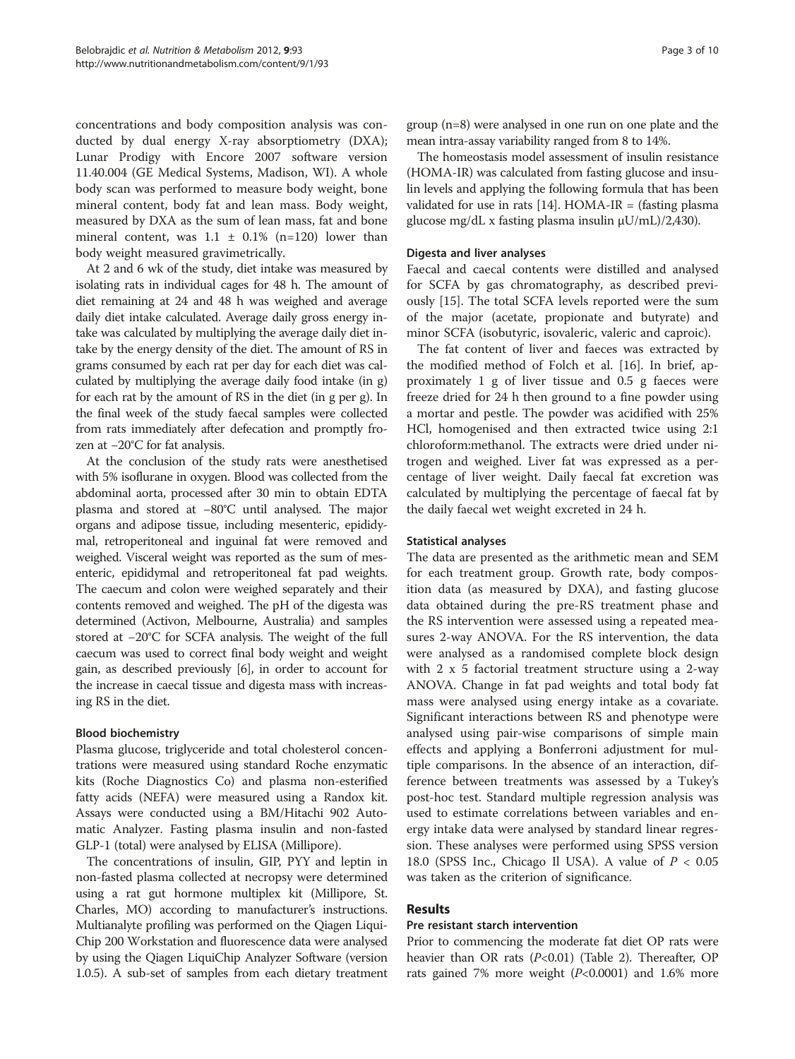concentrations and body composition analysis was conducted by dual energy X-ray absorptiometry (DXA); Lunar Prodigy with Encore 2007 software version 11.40.004 (GE Medical Systems, Madison, WI). A whole body scan was performed to measure body weight, bone mineral content, body fat and lean mass. Body weight, measured by DXA as the sum of lean mass, fat and bone mineral content, was 1.1 ± 0.1% (n=120) lower than body weight measured gravimetrically.

At 2 and 6 wk of the study, diet intake was measured by isolating rats in individual cages for 48 h. The amount of diet remaining at 24 and 48 h was weighed and average daily diet intake calculated. Average daily gross energy intake was calculated by multiplying the average daily diet intake by the energy density of the diet. The amount of RS in grams consumed by each rat per day for each diet was calculated by multiplying the average daily food intake (in g) for each rat by the amount of RS in the diet (in g per g). In the final week of the study faecal samples were collected from rats immediately after defecation and promptly frozen at −20°C for fat analysis.

At the conclusion of the study rats were anesthetised with 5% isoflurane in oxygen. Blood was collected from the abdominal aorta, processed after 30 min to obtain EDTA plasma and stored at −80°C until analysed. The major organs and adipose tissue, including mesenteric, epididymal, retroperitoneal and inguinal fat were removed and weighed. Visceral weight was reported as the sum of mesenteric, epididymal and retroperitoneal fat pad weights. The caecum and colon were weighed separately and their contents removed and weighed. The pH of the digesta was determined (Activon, Melbourne, Australia) and samples stored at −20°C for SCFA analysis. The weight of the full caecum was used to correct final body weight and weight gain, as described previously [6], in order to account for the increase in caecal tissue and digesta mass with increasing RS in the diet.

### Blood biochemistry

Plasma glucose, triglyceride and total cholesterol concentrations were measured using standard Roche enzymatic kits (Roche Diagnostics Co) and plasma non-esterified fatty acids (NEFA) were measured using a Randox kit. Assays were conducted using a BM/Hitachi 902 Automatic Analyzer. Fasting plasma insulin and non-fasted GLP-1 (total) were analysed by ELISA (Millipore).

The concentrations of insulin, GIP, PYY and leptin in non-fasted plasma collected at necropsy were determined using a rat gut hormone multiplex kit (Millipore, St. Charles, MO) according to manufacturer's instructions. Multianalyte profiling was performed on the Qiagen LiquiChip 200 Workstation and fluorescence data were analysed by using the Qiagen LiquiChip Analyzer Software (version 1.0.5). A sub-set of samples from each dietary treatment group (n=8) were analysed in one run on one plate and the mean intra-assay variability ranged from 8 to 14%.

The homeostasis model assessment of insulin resistance (HOMA-IR) was calculated from fasting glucose and insulin levels and applying the following formula that has been validated for use in rats [14]. HOMA-IR = (fasting plasma glucose mg/dL x fasting plasma insulin μU/mL)/2,430).

### Digesta and liver analyses

Faecal and caecal contents were distilled and analysed for SCFA by gas chromatography, as described previously [15]. The total SCFA levels reported were the sum of the major (acetate, propionate and butyrate) and minor SCFA (isobutyric, isovaleric, valeric and caproic).

The fat content of liver and faeces was extracted by the modified method of Folch et al. [16]. In brief, approximately 1 g of liver tissue and 0.5 g faeces were freeze dried for 24 h then ground to a fine powder using a mortar and pestle. The powder was acidified with 25% HCl, homogenised and then extracted twice using 2:1 chloroform:methanol. The extracts were dried under nitrogen and weighed. Liver fat was expressed as a percentage of liver weight. Daily faecal fat excretion was calculated by multiplying the percentage of faecal fat by the daily faecal wet weight excreted in 24 h.

### Statistical analyses

The data are presented as the arithmetic mean and SEM for each treatment group. Growth rate, body composition data (as measured by DXA), and fasting glucose data obtained during the pre-RS treatment phase and the RS intervention were assessed using a repeated measures 2-way ANOVA. For the RS intervention, the data were analysed as a randomised complete block design with 2 x 5 factorial treatment structure using a 2-way ANOVA. Change in fat pad weights and total body fat mass were analysed using energy intake as a covariate. Significant interactions between RS and phenotype were analysed using pair-wise comparisons of simple main effects and applying a Bonferroni adjustment for multiple comparisons. In the absence of an interaction, difference between treatments was assessed by a Tukey's post-hoc test. Standard multiple regression analysis was used to estimate correlations between variables and energy intake data were analysed by standard linear regression. These analyses were performed using SPSS version 18.0 (SPSS Inc., Chicago Il USA). A value of $P < 0.05$ was taken as the criterion of significance.

## Results

### Pre resistant starch intervention

Prior to commencing the moderate fat diet OP rats were heavier than OR rats ($P<0.01$) (Table 2). Thereafter, OP rats gained 7% more weight ($P<0.0001$) and 1.6% more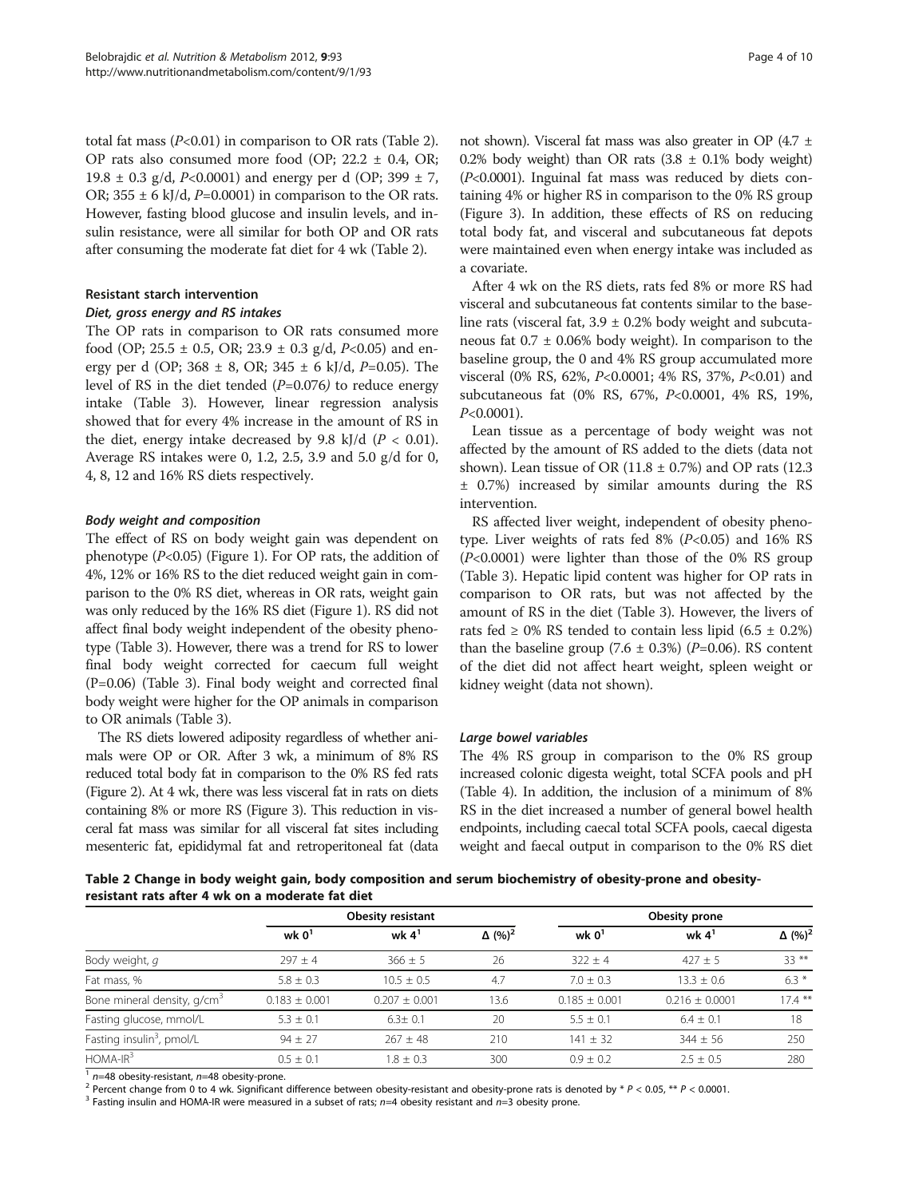total fat mass ($P<0.01$) in comparison to OR rats (Table 2). OP rats also consumed more food (OP; 22.2 ± 0.4, OR; 19.8 ± 0.3 g/d, $P<0.0001$) and energy per d (OP; 399 ± 7, OR; 355 ± 6 kJ/d, $P=0.0001$) in comparison to the OR rats. However, fasting blood glucose and insulin levels, and insulin resistance, were all similar for both OP and OR rats after consuming the moderate fat diet for 4 wk (Table 2).

### Resistant starch intervention

#### *Diet, gross energy and RS intakes*

The OP rats in comparison to OR rats consumed more food (OP; 25.5 ± 0.5, OR; 23.9 ± 0.3 g/d, $P<0.05$) and energy per d (OP; 368 ± 8, OR; 345 ± 6 kJ/d, $P=0.05$). The level of RS in the diet tended ($P=0.076$) to reduce energy intake (Table 3). However, linear regression analysis showed that for every 4% increase in the amount of RS in the diet, energy intake decreased by 9.8 kJ/d ($P < 0.01$). Average RS intakes were 0, 1.2, 2.5, 3.9 and 5.0 g/d for 0, 4, 8, 12 and 16% RS diets respectively.

#### *Body weight and composition*

The effect of RS on body weight gain was dependent on phenotype ($P<0.05$) (Figure 1). For OP rats, the addition of 4%, 12% or 16% RS to the diet reduced weight gain in comparison to the 0% RS diet, whereas in OR rats, weight gain was only reduced by the 16% RS diet (Figure 1). RS did not affect final body weight independent of the obesity phenotype (Table 3). However, there was a trend for RS to lower final body weight corrected for caecum full weight ($P=0.06$) (Table 3). Final body weight and corrected final body weight were higher for the OP animals in comparison to OR animals (Table 3).

The RS diets lowered adiposity regardless of whether animals were OP or OR. After 3 wk, a minimum of 8% RS reduced total body fat in comparison to the 0% RS fed rats (Figure 2). At 4 wk, there was less visceral fat in rats on diets containing 8% or more RS (Figure 3). This reduction in visceral fat mass was similar for all visceral fat sites including mesenteric fat, epididymal fat and retroperitoneal fat (data not shown). Visceral fat mass was also greater in OP (4.7 ± 0.2% body weight) than OR rats (3.8 ± 0.1% body weight) ($P<0.0001$). Inguinal fat mass was reduced by diets containing 4% or higher RS in comparison to the 0% RS group (Figure 3). In addition, these effects of RS on reducing total body fat, and visceral and subcutaneous fat depots were maintained even when energy intake was included as a covariate.

After 4 wk on the RS diets, rats fed 8% or more RS had visceral and subcutaneous fat contents similar to the baseline rats (visceral fat, 3.9 ± 0.2% body weight and subcutaneous fat 0.7 ± 0.06% body weight). In comparison to the baseline group, the 0 and 4% RS group accumulated more visceral (0% RS, 62%, $P<0.0001$; 4% RS, 37%, $P<0.01$) and subcutaneous fat (0% RS, 67%, $P<0.0001$, 4% RS, 19%, $P<0.0001$).

Lean tissue as a percentage of body weight was not affected by the amount of RS added to the diets (data not shown). Lean tissue of OR (11.8 ± 0.7%) and OP rats (12.3 ± 0.7%) increased by similar amounts during the RS intervention.

RS affected liver weight, independent of obesity phenotype. Liver weights of rats fed 8% ($P<0.05$) and 16% RS ($P<0.0001$) were lighter than those of the 0% RS group (Table 3). Hepatic lipid content was higher for OP rats in comparison to OR rats, but was not affected by the amount of RS in the diet (Table 3). However, the livers of rats fed ≥ 0% RS tended to contain less lipid (6.5 ± 0.2%) than the baseline group (7.6 ± 0.3%) ($P=0.06$). RS content of the diet did not affect heart weight, spleen weight or kidney weight (data not shown).

#### *Large bowel variables*

The 4% RS group in comparison to the 0% RS group increased colonic digesta weight, total SCFA pools and pH (Table 4). In addition, the inclusion of a minimum of 8% RS in the diet increased a number of general bowel health endpoints, including caecal total SCFA pools, caecal digesta weight and faecal output in comparison to the 0% RS diet

**Table 2 Change in body weight gain, body composition and serum biochemistry of obesity-prone and obesity-resistant rats after 4 wk on a moderate fat diet**

| | Obesity resistant | | | Obesity prone | | |
|---|---|---|---|---|---|---|
| | wk 0[1] | wk 4[1] | Δ (%)[2] | wk 0[1] | wk 4[1] | Δ (%)[2] |
| Body weight, *g* | 297 ± 4 | 366 ± 5 | 26 | 322 ± 4 | 427 ± 5 | 33 ** |
| Fat mass, % | 5.8 ± 0.3 | 10.5 ± 0.5 | 4.7 | 7.0 ± 0.3 | 13.3 ± 0.6 | 6.3 * |
| Bone mineral density, g/cm$^3$ | 0.183 ± 0.001 | 0.207 ± 0.001 | 13.6 | 0.185 ± 0.001 | 0.216 ± 0.0001 | 17.4 ** |
| Fasting glucose, mmol/L | 5.3 ± 0.1 | 6.3± 0.1 | 20 | 5.5 ± 0.1 | 6.4 ± 0.1 | 18 |
| Fasting insulin[3], pmol/L | 94 ± 27 | 267 ± 48 | 210 | 141 ± 32 | 344 ± 56 | 250 |
| HOMA-IR[3] | 0.5 ± 0.1 | 1.8 ± 0.3 | 300 | 0.9 ± 0.2 | 2.5 ± 0.5 | 280 |

[1] *n*=48 obesity-resistant, *n*=48 obesity-prone.
[2] Percent change from 0 to 4 wk. Significant difference between obesity-resistant and obesity-prone rats is denoted by * $P < 0.05$, ** $P < 0.0001$.
[3] Fasting insulin and HOMA-IR were measured in a subset of rats; *n*=4 obesity resistant and *n*=3 obesity prone.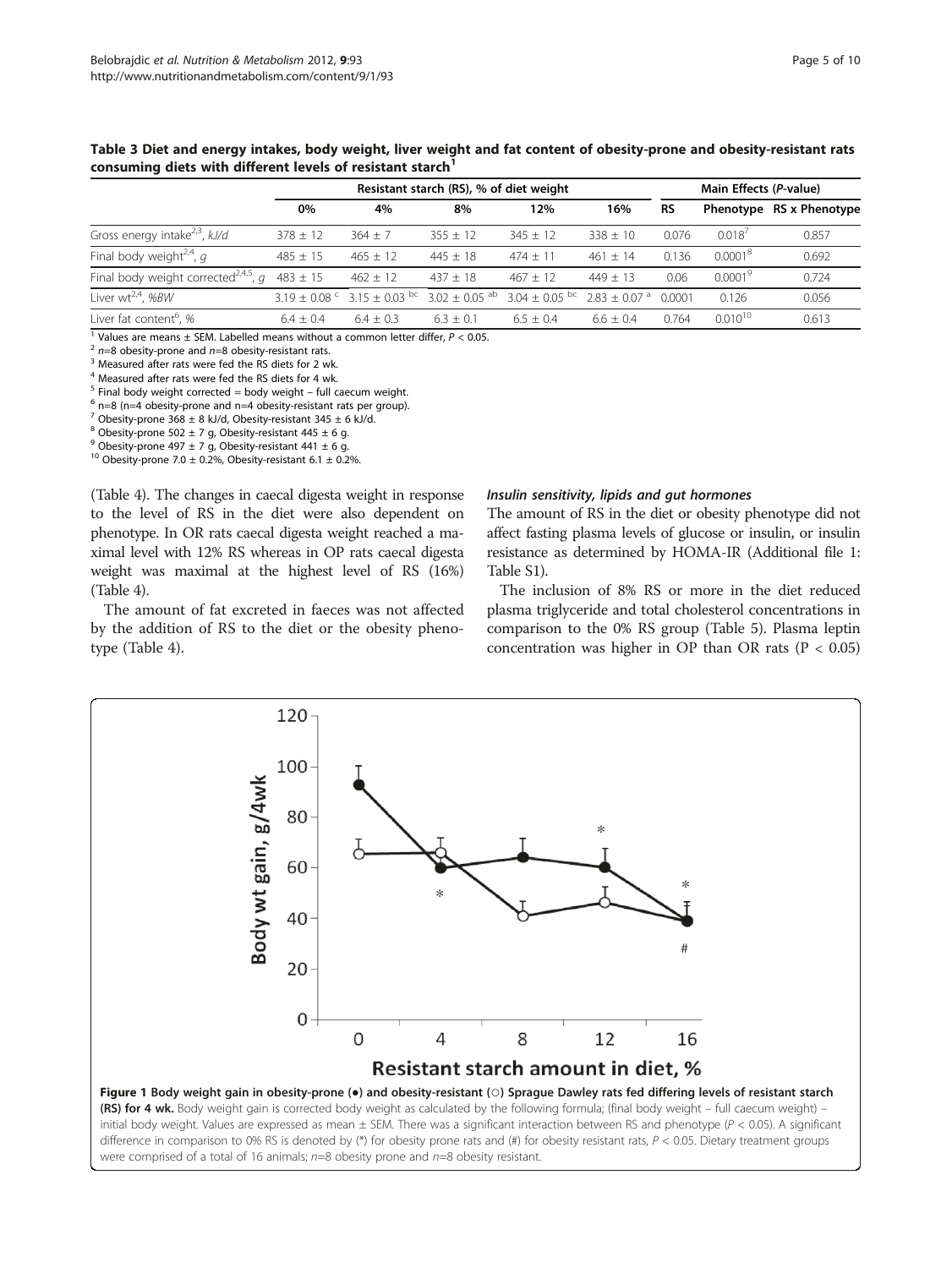**Table 3 Diet and energy intakes, body weight, liver weight and fat content of obesity-prone and obesity-resistant rats consuming diets with different levels of resistant starch[1]**

| | Resistant starch (RS), % of diet weight | | | | | Main Effects (P-value) | | |
|---|---|---|---|---|---|---|---|---|
| | 0% | 4% | 8% | 12% | 16% | RS | Phenotype | RS x Phenotype |
| Gross energy intake[2,3], *kJ/d* | 378 ± 12 | 364 ± 7 | 355 ± 12 | 345 ± 12 | 338 ± 10 | 0.076 | 0.018[7] | 0.857 |
| Final body weight[2,4], *g* | 485 ± 15 | 465 ± 12 | 445 ± 18 | 474 ± 11 | 461 ± 14 | 0.136 | 0.0001[8] | 0.692 |
| Final body weight corrected[2,4,5], *g* | 483 ± 15 | 462 ± 12 | 437 ± 18 | 467 ± 12 | 449 ± 13 | 0.06 | 0.0001[9] | 0.724 |
| Liver wt[2,4], *%BW* | 3.19 ± 0.08 [c] | 3.15 ± 0.03 [bc] | 3.02 ± 0.05 [ab] | 3.04 ± 0.05 [bc] | 2.83 ± 0.07 [a] | 0.0001 | 0.126 | 0.056 |
| Liver fat content[6], % | 6.4 ± 0.4 | 6.4 ± 0.3 | 6.3 ± 0.1 | 6.5 ± 0.4 | 6.6 ± 0.4 | 0.764 | 0.010[10] | 0.613 |

[1] Values are means ± SEM. Labelled means without a common letter differ, $P < 0.05$.
[2] $n$=8 obesity-prone and $n$=8 obesity-resistant rats.
[3] Measured after rats were fed the RS diets for 2 wk.
[4] Measured after rats were fed the RS diets for 4 wk.
[5] Final body weight corrected = body weight – full caecum weight.
[6] n=8 (n=4 obesity-prone and n=4 obesity-resistant rats per group).
[7] Obesity-prone 368 ± 8 kJ/d, Obesity-resistant 345 ± 6 kJ/d.
[8] Obesity-prone 502 ± 7 g, Obesity-resistant 445 ± 6 g.
[9] Obesity-prone 497 ± 7 g, Obesity-resistant 441 ± 6 g.
[10] Obesity-prone 7.0 ± 0.2%, Obesity-resistant 6.1 ± 0.2%.

(Table 4). The changes in caecal digesta weight in response to the level of RS in the diet were also dependent on phenotype. In OR rats caecal digesta weight reached a maximal level with 12% RS whereas in OP rats caecal digesta weight was maximal at the highest level of RS (16%) (Table 4).

The amount of fat excreted in faeces was not affected by the addition of RS to the diet or the obesity phenotype (Table 4).

#### *Insulin sensitivity, lipids and gut hormones*

The amount of RS in the diet or obesity phenotype did not affect fasting plasma levels of glucose or insulin, or insulin resistance as determined by HOMA-IR (Additional file 1: Table S1).

The inclusion of 8% RS or more in the diet reduced plasma triglyceride and total cholesterol concentrations in comparison to the 0% RS group (Table 5). Plasma leptin concentration was higher in OP than OR rats ($P < 0.05$)

**Figure 1 Body weight gain in obesity-prone (●) and obesity-resistant (○) Sprague Dawley rats fed differing levels of resistant starch (RS) for 4 wk.** Body weight gain is corrected body weight as calculated by the following formula; (final body weight – full caecum weight) – initial body weight. Values are expressed as mean ± SEM. There was a significant interaction between RS and phenotype ($P < 0.05$). A significant difference in comparison to 0% RS is denoted by (*) for obesity prone rats and (#) for obesity resistant rats, $P < 0.05$. Dietary treatment groups were comprised of a total of 16 animals; $n$=8 obesity prone and $n$=8 obesity resistant.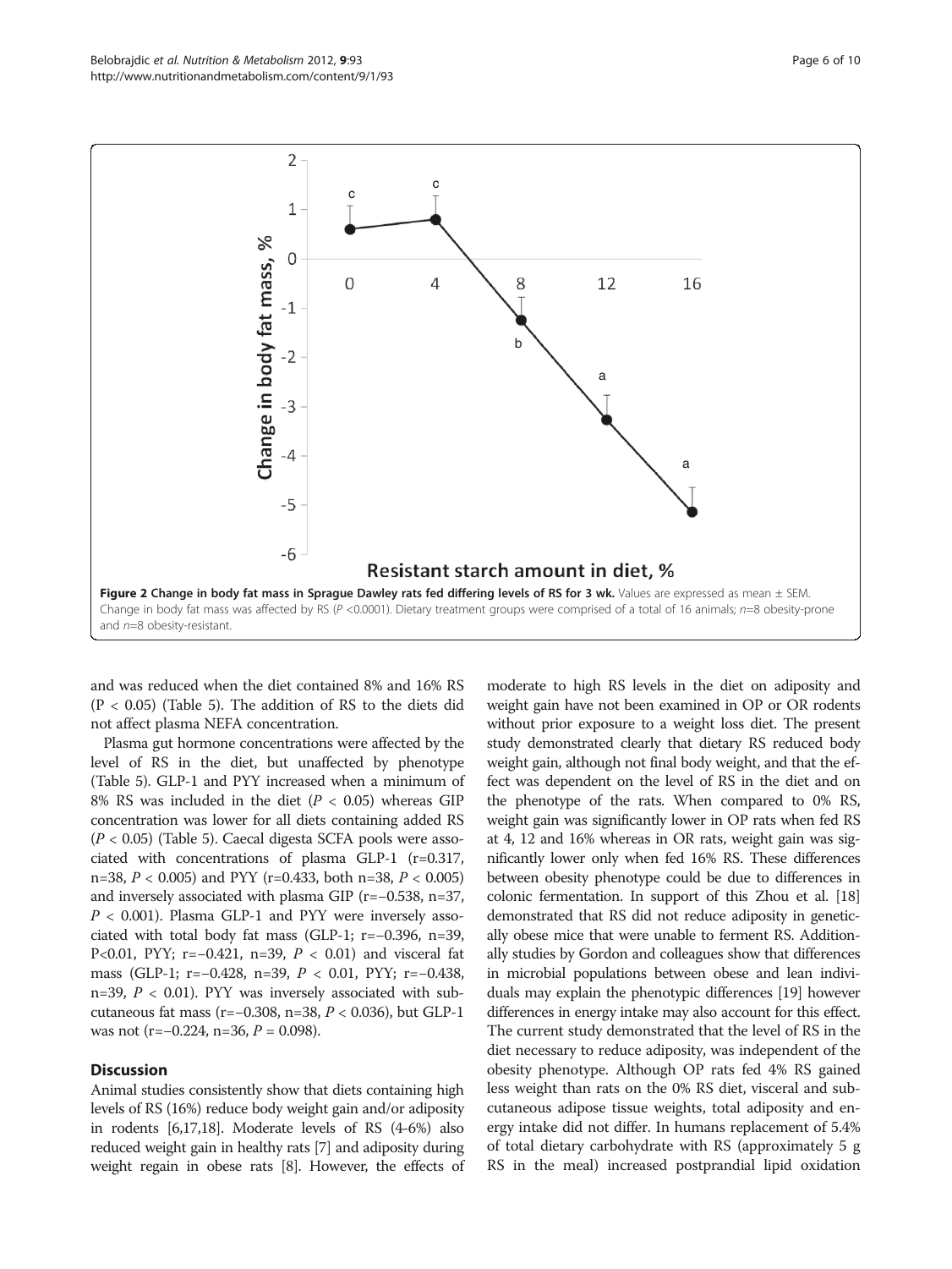**Figure 2 Change in body fat mass in Sprague Dawley rats fed differing levels of RS for 3 wk.** Values are expressed as mean ± SEM. Change in body fat mass was affected by RS ($P$ <0.0001). Dietary treatment groups were comprised of a total of 16 animals; $n$=8 obesity-prone and $n$=8 obesity-resistant.

and was reduced when the diet contained 8% and 16% RS ($P < 0.05$) (Table 5). The addition of RS to the diets did not affect plasma NEFA concentration.

Plasma gut hormone concentrations were affected by the level of RS in the diet, but unaffected by phenotype (Table 5). GLP-1 and PYY increased when a minimum of 8% RS was included in the diet ($P < 0.05$) whereas GIP concentration was lower for all diets containing added RS ($P < 0.05$) (Table 5). Caecal digesta SCFA pools were associated with concentrations of plasma GLP-1 (r=0.317, n=38, $P < 0.005$) and PYY (r=0.433, both n=38, $P < 0.005$) and inversely associated with plasma GIP (r=−0.538, n=37, $P < 0.001$). Plasma GLP-1 and PYY were inversely associated with total body fat mass (GLP-1; r=−0.396, n=39, P<0.01, PYY; r=−0.421, n=39, $P < 0.01$) and visceral fat mass (GLP-1; r=−0.428, n=39, $P < 0.01$, PYY; r=−0.438, n=39, $P < 0.01$). PYY was inversely associated with subcutaneous fat mass (r=−0.308, n=38, $P < 0.036$), but GLP-1 was not (r=−0.224, n=36, $P = 0.098$).

## Discussion

Animal studies consistently show that diets containing high levels of RS (16%) reduce body weight gain and/or adiposity in rodents [6,17,18]. Moderate levels of RS (4-6%) also reduced weight gain in healthy rats [7] and adiposity during weight regain in obese rats [8]. However, the effects of moderate to high RS levels in the diet on adiposity and weight gain have not been examined in OP or OR rodents without prior exposure to a weight loss diet. The present study demonstrated clearly that dietary RS reduced body weight gain, although not final body weight, and that the effect was dependent on the level of RS in the diet and on the phenotype of the rats. When compared to 0% RS, weight gain was significantly lower in OP rats when fed RS at 4, 12 and 16% whereas in OR rats, weight gain was significantly lower only when fed 16% RS. These differences between obesity phenotype could be due to differences in colonic fermentation. In support of this Zhou et al. [18] demonstrated that RS did not reduce adiposity in genetically obese mice that were unable to ferment RS. Additionally studies by Gordon and colleagues show that differences in microbial populations between obese and lean individuals may explain the phenotypic differences [19] however differences in energy intake may also account for this effect. The current study demonstrated that the level of RS in the diet necessary to reduce adiposity, was independent of the obesity phenotype. Although OP rats fed 4% RS gained less weight than rats on the 0% RS diet, visceral and subcutaneous adipose tissue weights, total adiposity and energy intake did not differ. In humans replacement of 5.4% of total dietary carbohydrate with RS (approximately 5 g RS in the meal) increased postprandial lipid oxidation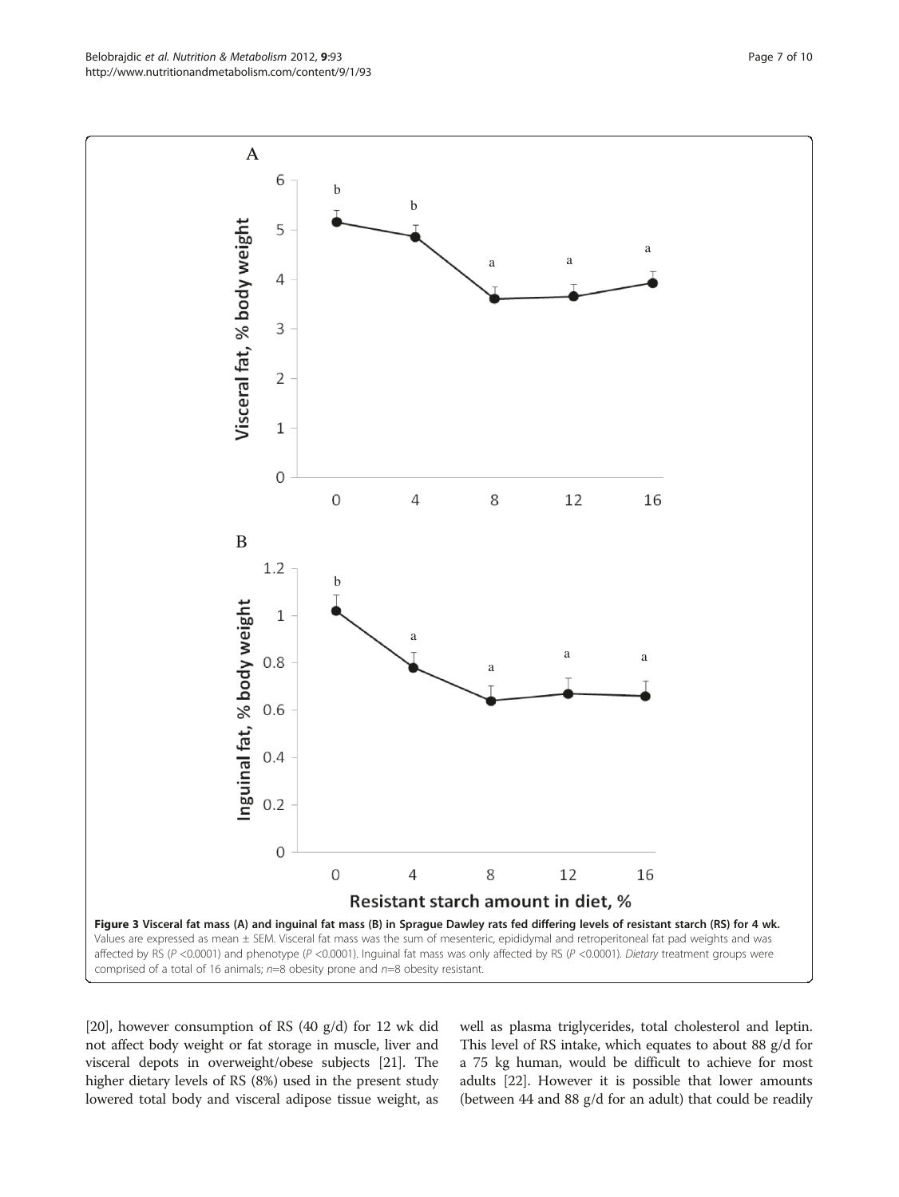**Figure 3 Visceral fat mass (A) and inguinal fat mass (B) in Sprague Dawley rats fed differing levels of resistant starch (RS) for 4 wk.** Values are expressed as mean ± SEM. Visceral fat mass was the sum of mesenteric, epididymal and retroperitoneal fat pad weights and was affected by RS ($P$ <0.0001) and phenotype ($P$ <0.0001). Inguinal fat mass was only affected by RS ($P$ <0.0001). *Dietary* treatment groups were comprised of a total of 16 animals; $n$=8 obesity prone and $n$=8 obesity resistant.

[20], however consumption of RS (40 g/d) for 12 wk did not affect body weight or fat storage in muscle, liver and visceral depots in overweight/obese subjects [21]. The higher dietary levels of RS (8%) used in the present study lowered total body and visceral adipose tissue weight, as well as plasma triglycerides, total cholesterol and leptin. This level of RS intake, which equates to about 88 g/d for a 75 kg human, would be difficult to achieve for most adults [22]. However it is possible that lower amounts (between 44 and 88 g/d for an adult) that could be readily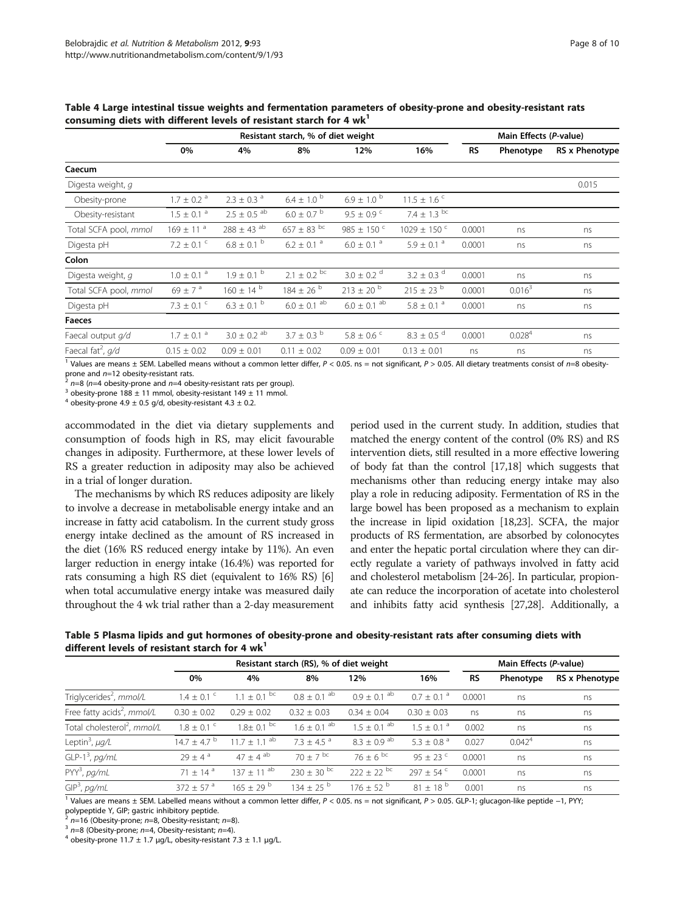**Table 4 Large intestinal tissue weights and fermentation parameters of obesity-prone and obesity-resistant rats consuming diets with different levels of resistant starch for 4 wk[1]**

| | Resistant starch, % of diet weight | | | | | Main Effects (P-value) | | |
|---|---|---|---|---|---|---|---|---|
| | 0% | 4% | 8% | 12% | 16% | RS | Phenotype | RS x Phenotype |
| **Caecum** | | | | | | | | |
| Digesta weight, *g* | | | | | | | | 0.015 |
| Obesity-prone | 1.7 ± 0.2 [a] | 2.3 ± 0.3 [a] | 6.4 ± 1.0 [b] | 6.9 ± 1.0 [b] | 11.5 ± 1.6 [c] | | | |
| Obesity-resistant | 1.5 ± 0.1 [a] | 2.5 ± 0.5 [ab] | 6.0 ± 0.7 [b] | 9.5 ± 0.9 [c] | 7.4 ± 1.3 [bc] | | | |
| Total SCFA pool, *mmol* | 169 ± 11 [a] | 288 ± 43 [ab] | 657 ± 83 [bc] | 985 ± 150 [c] | 1029 ± 150 [c] | 0.0001 | ns | ns |
| Digesta pH | 7.2 ± 0.1 [c] | 6.8 ± 0.1 [b] | 6.2 ± 0.1 [a] | 6.0 ± 0.1 [a] | 5.9 ± 0.1 [a] | 0.0001 | ns | ns |
| **Colon** | | | | | | | | |
| Digesta weight, *g* | 1.0 ± 0.1 [a] | 1.9 ± 0.1 [b] | 2.1 ± 0.2 [bc] | 3.0 ± 0.2 [d] | 3.2 ± 0.3 [d] | 0.0001 | ns | ns |
| Total SCFA pool, *mmol* | 69 ± 7 [a] | 160 ± 14 [b] | 184 ± 26 [b] | 213 ± 20 [b] | 215 ± 23 [b] | 0.0001 | 0.016[3] | ns |
| Digesta pH | 7.3 ± 0.1 [c] | 6.3 ± 0.1 [b] | 6.0 ± 0.1 [ab] | 6.0 ± 0.1 [ab] | 5.8 ± 0.1 [a] | 0.0001 | ns | ns |
| **Faeces** | | | | | | | | |
| Faecal output *g/d* | 1.7 ± 0.1 [a] | 3.0 ± 0.2 [ab] | 3.7 ± 0.3 [b] | 5.8 ± 0.6 [c] | 8.3 ± 0.5 [d] | 0.0001 | 0.028[4] | ns |
| Faecal fat[2], *g/d* | 0.15 ± 0.02 | 0.09 ± 0.01 | 0.11 ± 0.02 | 0.09 ± 0.01 | 0.13 ± 0.01 | ns | ns | ns |

[1] Values are means ± SEM. Labelled means without a common letter differ, $P < 0.05$. ns = not significant, $P > 0.05$. All dietary treatments consist of $n$=8 obesity-prone and $n$=12 obesity-resistant rats.
[2] $n$=8 ($n$=4 obesity-prone and $n$=4 obesity-resistant rats per group).
[3] obesity-prone 188 ± 11 mmol, obesity-resistant 149 ± 11 mmol.
[4] obesity-prone 4.9 ± 0.5 g/d, obesity-resistant 4.3 ± 0.2.

accommodated in the diet via dietary supplements and consumption of foods high in RS, may elicit favourable changes in adiposity. Furthermore, at these lower levels of RS a greater reduction in adiposity may also be achieved in a trial of longer duration.

The mechanisms by which RS reduces adiposity are likely to involve a decrease in metabolisable energy intake and an increase in fatty acid catabolism. In the current study gross energy intake declined as the amount of RS increased in the diet (16% RS reduced energy intake by 11%). An even larger reduction in energy intake (16.4%) was reported for rats consuming a high RS diet (equivalent to 16% RS) [6] when total accumulative energy intake was measured daily throughout the 4 wk trial rather than a 2-day measurement period used in the current study. In addition, studies that matched the energy content of the control (0% RS) and RS intervention diets, still resulted in a more effective lowering of body fat than the control [17,18] which suggests that mechanisms other than reducing energy intake may also play a role in reducing adiposity. Fermentation of RS in the large bowel has been proposed as a mechanism to explain the increase in lipid oxidation [18,23]. SCFA, the major products of RS fermentation, are absorbed by colonocytes and enter the hepatic portal circulation where they can directly regulate a variety of pathways involved in fatty acid and cholesterol metabolism [24-26]. In particular, propionate can reduce the incorporation of acetate into cholesterol and inhibits fatty acid synthesis [27,28]. Additionally, a

**Table 5 Plasma lipids and gut hormones of obesity-prone and obesity-resistant rats after consuming diets with different levels of resistant starch for 4 wk[1]**

| | Resistant starch (RS), % of diet weight | | | | | Main Effects (P-value) | | |
|---|---|---|---|---|---|---|---|---|
| | 0% | 4% | 8% | 12% | 16% | RS | Phenotype | RS x Phenotype |
| Triglycerides[2], *mmol/L* | 1.4 ± 0.1 [c] | 1.1 ± 0.1 [bc] | 0.8 ± 0.1 [ab] | 0.9 ± 0.1 [ab] | 0.7 ± 0.1 [a] | 0.0001 | ns | ns |
| Free fatty acids[2], *mmol/L* | 0.30 ± 0.02 | 0.29 ± 0.02 | 0.32 ± 0.03 | 0.34 ± 0.04 | 0.30 ± 0.03 | ns | ns | ns |
| Total cholesterol[2], *mmol/L* | 1.8 ± 0.1 [c] | 1.8± 0.1 [bc] | 1.6 ± 0.1 [ab] | 1.5 ± 0.1 [ab] | 1.5 ± 0.1 [a] | 0.002 | ns | ns |
| Leptin[3], *μg/L* | 14.7 ± 4.7 [b] | 11.7 ± 1.1 [ab] | 7.3 ± 4.5 [a] | 8.3 ± 0.9 [ab] | 5.3 ± 0.8 [a] | 0.027 | 0.042[4] | ns |
| GLP-1[3], *pg/mL* | 29 ± 4 [a] | 47 ± 4 [ab] | 70 ± 7 [bc] | 76 ± 6 [bc] | 95 ± 23 [c] | 0.0001 | ns | ns |
| PYY[3], *pg/mL* | 71 ± 14 [a] | 137 ± 11 [ab] | 230 ± 30 [bc] | 222 ± 22 [bc] | 297 ± 54 [c] | 0.0001 | ns | ns |
| GIP[3], *pg/mL* | 372 ± 57 [a] | 165 ± 29 [b] | 134 ± 25 [b] | 176 ± 52 [b] | 81 ± 18 [b] | 0.001 | ns | ns |

[1] Values are means ± SEM. Labelled means without a common letter differ, $P < 0.05$. ns = not significant, $P > 0.05$. GLP-1; glucagon-like peptide −1, PYY; polypeptide Y, GIP; gastric inhibitory peptide.
[2] $n$=16 (Obesity-prone; $n$=8, Obesity-resistant; $n$=8).
[3] $n$=8 (Obesity-prone; $n$=4, Obesity-resistant; $n$=4).
[4] obesity-prone 11.7 ± 1.7 μg/L, obesity-resistant 7.3 ± 1.1 μg/L.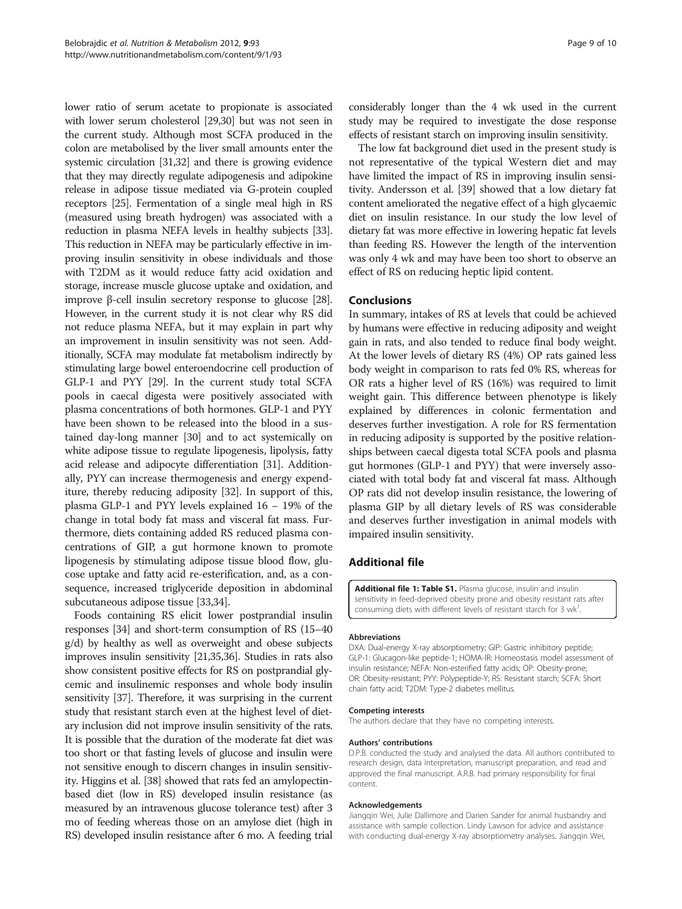lower ratio of serum acetate to propionate is associated with lower serum cholesterol [29,30] but was not seen in the current study. Although most SCFA produced in the colon are metabolised by the liver small amounts enter the systemic circulation [31,32] and there is growing evidence that they may directly regulate adipogenesis and adipokine release in adipose tissue mediated via G-protein coupled receptors [25]. Fermentation of a single meal high in RS (measured using breath hydrogen) was associated with a reduction in plasma NEFA levels in healthy subjects [33]. This reduction in NEFA may be particularly effective in improving insulin sensitivity in obese individuals and those with T2DM as it would reduce fatty acid oxidation and storage, increase muscle glucose uptake and oxidation, and improve β-cell insulin secretory response to glucose [28]. However, in the current study it is not clear why RS did not reduce plasma NEFA, but it may explain in part why an improvement in insulin sensitivity was not seen. Additionally, SCFA may modulate fat metabolism indirectly by stimulating large bowel enteroendocrine cell production of GLP-1 and PYY [29]. In the current study total SCFA pools in caecal digesta were positively associated with plasma concentrations of both hormones. GLP-1 and PYY have been shown to be released into the blood in a sustained day-long manner [30] and to act systemically on white adipose tissue to regulate lipogenesis, lipolysis, fatty acid release and adipocyte differentiation [31]. Additionally, PYY can increase thermogenesis and energy expenditure, thereby reducing adiposity [32]. In support of this, plasma GLP-1 and PYY levels explained 16 – 19% of the change in total body fat mass and visceral fat mass. Furthermore, diets containing added RS reduced plasma concentrations of GIP, a gut hormone known to promote lipogenesis by stimulating adipose tissue blood flow, glucose uptake and fatty acid re-esterification, and, as a consequence, increased triglyceride deposition in abdominal subcutaneous adipose tissue [33,34].

Foods containing RS elicit lower postprandial insulin responses [34] and short-term consumption of RS (15–40 g/d) by healthy as well as overweight and obese subjects improves insulin sensitivity [21,35,36]. Studies in rats also show consistent positive effects for RS on postprandial glycemic and insulinemic responses and whole body insulin sensitivity [37]. Therefore, it was surprising in the current study that resistant starch even at the highest level of dietary inclusion did not improve insulin sensitivity of the rats. It is possible that the duration of the moderate fat diet was too short or that fasting levels of glucose and insulin were not sensitive enough to discern changes in insulin sensitivity. Higgins et al. [38] showed that rats fed an amylopectin-based diet (low in RS) developed insulin resistance (as measured by an intravenous glucose tolerance test) after 3 mo of feeding whereas those on an amylose diet (high in RS) developed insulin resistance after 6 mo. A feeding trial considerably longer than the 4 wk used in the current study may be required to investigate the dose response effects of resistant starch on improving insulin sensitivity.

The low fat background diet used in the present study is not representative of the typical Western diet and may have limited the impact of RS in improving insulin sensitivity. Andersson et al. [39] showed that a low dietary fat content ameliorated the negative effect of a high glycaemic diet on insulin resistance. In our study the low level of dietary fat was more effective in lowering hepatic fat levels than feeding RS. However the length of the intervention was only 4 wk and may have been too short to observe an effect of RS on reducing heptic lipid content.

## Conclusions

In summary, intakes of RS at levels that could be achieved by humans were effective in reducing adiposity and weight gain in rats, and also tended to reduce final body weight. At the lower levels of dietary RS (4%) OP rats gained less body weight in comparison to rats fed 0% RS, whereas for OR rats a higher level of RS (16%) was required to limit weight gain. This difference between phenotype is likely explained by differences in colonic fermentation and deserves further investigation. A role for RS fermentation in reducing adiposity is supported by the positive relationships between caecal digesta total SCFA pools and plasma gut hormones (GLP-1 and PYY) that were inversely associated with total body fat and visceral fat mass. Although OP rats did not develop insulin resistance, the lowering of plasma GIP by all dietary levels of RS was considerable and deserves further investigation in animal models with impaired insulin sensitivity.

## Additional file

**Additional file 1: Table S1.** Plasma glucose, insulin and insulin sensitivity in feed-deprived obesity prone and obesity resistant rats after consuming diets with different levels of resistant starch for 3 wk[1].

#### Abbreviations

DXA: Dual-energy X-ray absorptiometry; GIP: Gastric inhibitory peptide; GLP-1: Glucagon-like peptide-1; HOMA-IR: Homeostasis model assessment of insulin resistance; NEFA: Non-esterified fatty acids; OP: Obesity-prone; OR: Obesity-resistant; PYY: Polypeptide-Y; RS: Resistant starch; SCFA: Short chain fatty acid; T2DM: Type-2 diabetes mellitus.

#### Competing interests

The authors declare that they have no competing interests.

#### Authors' contributions

D.P.B. conducted the study and analysed the data. All authors contributed to research design, data interpretation, manuscript preparation, and read and approved the final manuscript. A.R.B. had primary responsibility for final content.

#### Acknowledgements

Jiangqin Wei, Julie Dallimore and Darien Sander for animal husbandry and assistance with sample collection. Lindy Lawson for advice and assistance with conducting dual-energy X-ray absorptiometry analyses. Jiangqin Wei,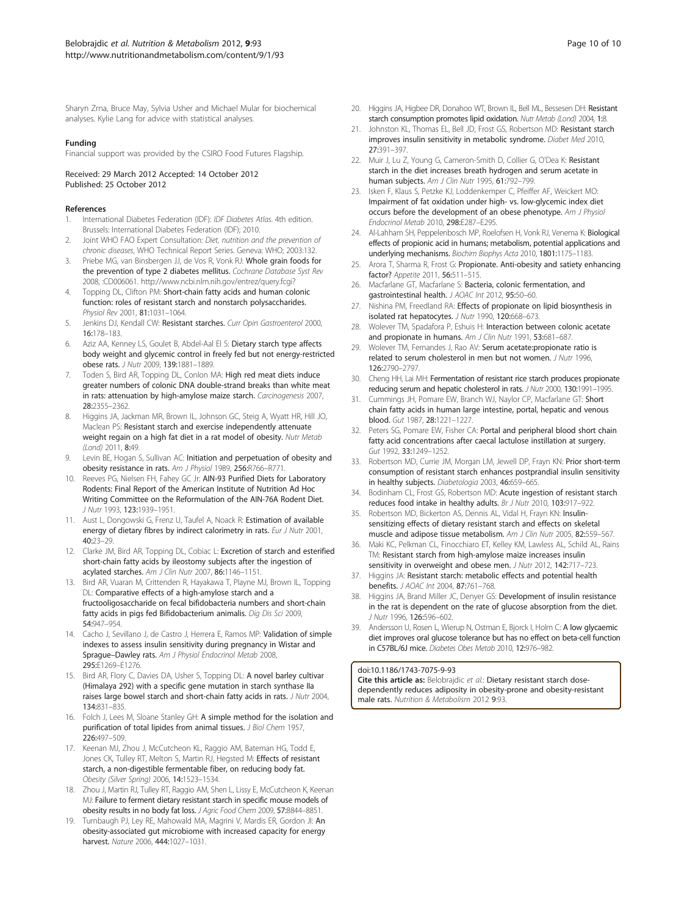Sharyn Zrna, Bruce May, Sylvia Usher and Michael Mular for biochemical analyses. Kylie Lang for advice with statistical analyses.

#### Funding

Financial support was provided by the CSIRO Food Futures Flagship.

Received: 29 March 2012 Accepted: 14 October 2012
Published: 25 October 2012

#### References

1. International Diabetes Federation (IDF): *IDF Diabetes Atlas*. 4th edition. Brussels: International Diabetes Federation (IDF); 2010.
2. Joint WHO FAO Expert Consultation: *Diet, nutrition and the prevention of chronic diseases*, WHO Technical Report Series. Geneva: WHO; 2003:132.
3. Priebe MG, van Binsbergen JJ, de Vos R, Vonk RJ: **Whole grain foods for the prevention of type 2 diabetes mellitus.** *Cochrane Database Syst Rev* 2008, :CD006061. http://www.ncbi.nlm.nih.gov/entrez/query.fcgi?
4. Topping DL, Clifton PM: **Short-chain fatty acids and human colonic function: roles of resistant starch and nonstarch polysaccharides.** *Physiol Rev* 2001, **81:**1031–1064.
5. Jenkins DJ, Kendall CW: **Resistant starches.** *Curr Opin Gastroenterol* 2000, **16:**178–183.
6. Aziz AA, Kenney LS, Goulet B, Abdel-Aal El S: **Dietary starch type affects body weight and glycemic control in freely fed but not energy-restricted obese rats.** *J Nutr* 2009, **139:**1881–1889.
7. Toden S, Bird AR, Topping DL, Conlon MA: **High red meat diets induce greater numbers of colonic DNA double-strand breaks than white meat in rats: attenuation by high-amylose maize starch.** *Carcinogenesis* 2007, **28:**2355–2362.
8. Higgins JA, Jackman MR, Brown IL, Johnson GC, Steig A, Wyatt HR, Hill JO, Maclean PS: **Resistant starch and exercise independently attenuate weight regain on a high fat diet in a rat model of obesity.** *Nutr Metab (Lond)* 2011, **8:**49.
9. Levin BE, Hogan S, Sullivan AC: **Initiation and perpetuation of obesity and obesity resistance in rats.** *Am J Physiol* 1989, **256:**R766–R771.
10. Reeves PG, Nielsen FH, Fahey GC Jr: **AIN-93 Purified Diets for Laboratory Rodents: Final Report of the American Institute of Nutrition Ad Hoc Writing Committee on the Reformulation of the AIN-76A Rodent Diet.** *J Nutr* 1993, **123:**1939–1951.
11. Aust L, Dongowski G, Frenz U, Taufel A, Noack R: **Estimation of available energy of dietary fibres by indirect calorimetry in rats.** *Eur J Nutr* 2001, **40:**23–29.
12. Clarke JM, Bird AR, Topping DL, Cobiac L: **Excretion of starch and esterified short-chain fatty acids by ileostomy subjects after the ingestion of acylated starches.** *Am J Clin Nutr* 2007, **86:**1146–1151.
13. Bird AR, Vuaran M, Crittenden R, Hayakawa T, Playne MJ, Brown IL, Topping DL: **Comparative effects of a high-amylose starch and a fructooligosaccharide on fecal bifidobacteria numbers and short-chain fatty acids in pigs fed Bifidobacterium animalis.** *Dig Dis Sci* 2009, **54:**947–954.
14. Cacho J, Sevillano J, de Castro J, Herrera E, Ramos MP: **Validation of simple indexes to assess insulin sensitivity during pregnancy in Wistar and Sprague–Dawley rats.** *Am J Physiol Endocrinol Metab* 2008, **295:**E1269–E1276.
15. Bird AR, Flory C, Davies DA, Usher S, Topping DL: **A novel barley cultivar (Himalaya 292) with a specific gene mutation in starch synthase IIa raises large bowel starch and short-chain fatty acids in rats.** *J Nutr* 2004, **134:**831–835.
16. Folch J, Lees M, Sloane Stanley GH: **A simple method for the isolation and purification of total lipides from animal tissues.** *J Biol Chem* 1957, **226:**497–509.
17. Keenan MJ, Zhou J, McCutcheon KL, Raggio AM, Bateman HG, Todd E, Jones CK, Tulley RT, Melton S, Martin RJ, Hegsted M: **Effects of resistant starch, a non-digestible fermentable fiber, on reducing body fat.** *Obesity (Silver Spring)* 2006, **14:**1523–1534.
18. Zhou J, Martin RJ, Tulley RT, Raggio AM, Shen L, Lissy E, McCutcheon K, Keenan MJ: **Failure to ferment dietary resistant starch in specific mouse models of obesity results in no body fat loss.** *J Agric Food Chem* 2009, **57:**8844–8851.
19. Turnbaugh PJ, Ley RE, Mahowald MA, Magrini V, Mardis ER, Gordon JI: **An obesity-associated gut microbiome with increased capacity for energy harvest.** *Nature* 2006, **444:**1027–1031.
20. Higgins JA, Higbee DR, Donahoo WT, Brown IL, Bell ML, Bessesen DH: **Resistant starch consumption promotes lipid oxidation.** *Nutr Metab (Lond)* 2004, **1:**8.
21. Johnston KL, Thomas EL, Bell JD, Frost GS, Robertson MD: **Resistant starch improves insulin sensitivity in metabolic syndrome.** *Diabet Med* 2010, **27:**391–397.
22. Muir J, Lu Z, Young G, Cameron-Smith D, Collier G, O'Dea K: **Resistant starch in the diet increases breath hydrogen and serum acetate in human subjects.** *Am J Clin Nutr* 1995, **61:**792–799.
23. Isken F, Klaus S, Petzke KJ, Loddenkemper C, Pfeiffer AF, Weickert MO: **Impairment of fat oxidation under high- vs. low-glycemic index diet occurs before the development of an obese phenotype.** *Am J Physiol Endocrinol Metab* 2010, **298:**E287–E295.
24. Al-Lahham SH, Peppelenbosch MP, Roelofsen H, Vonk RJ, Venema K: **Biological effects of propionic acid in humans; metabolism, potential applications and underlying mechanisms.** *Biochim Biophys Acta* 2010, **1801:**1175–1183.
25. Arora T, Sharma R, Frost G: **Propionate. Anti-obesity and satiety enhancing factor?** *Appetite* 2011, **56:**511–515.
26. Macfarlane GT, Macfarlane S: **Bacteria, colonic fermentation, and gastrointestinal health.** *J AOAC Int* 2012, **95:**50–60.
27. Nishina PM, Freedland RA: **Effects of propionate on lipid biosynthesis in isolated rat hepatocytes.** *J Nutr* 1990, **120:**668–673.
28. Wolever TM, Spadafora P, Eshuis H: **Interaction between colonic acetate and propionate in humans.** *Am J Clin Nutr* 1991, **53:**681–687.
29. Wolever TM, Fernandes J, Rao AV: **Serum acetate:propionate ratio is related to serum cholesterol in men but not women.** *J Nutr* 1996, **126:**2790–2797.
30. Cheng HH, Lai MH: **Fermentation of resistant rice starch produces propionate reducing serum and hepatic cholesterol in rats.** *J Nutr* 2000, **130:**1991–1995.
31. Cummings JH, Pomare EW, Branch WJ, Naylor CP, Macfarlane GT: **Short chain fatty acids in human large intestine, portal, hepatic and venous blood.** *Gut* 1987, **28:**1221–1227.
32. Peters SG, Pomare EW, Fisher CA: **Portal and peripheral blood short chain fatty acid concentrations after caecal lactulose instillation at surgery.** *Gut* 1992, **33:**1249–1252.
33. Robertson MD, Currie JM, Morgan LM, Jewell DP, Frayn KN: **Prior short-term consumption of resistant starch enhances postprandial insulin sensitivity in healthy subjects.** *Diabetologia* 2003, **46:**659–665.
34. Bodinham CL, Frost GS, Robertson MD: **Acute ingestion of resistant starch reduces food intake in healthy adults.** *Br J Nutr* 2010, **103:**917–922.
35. Robertson MD, Bickerton AS, Dennis AL, Vidal H, Frayn KN: **Insulin-sensitizing effects of dietary resistant starch and effects on skeletal muscle and adipose tissue metabolism.** *Am J Clin Nutr* 2005, **82:**559–567.
36. Maki KC, Pelkman CL, Finocchiaro ET, Kelley KM, Lawless AL, Schild AL, Rains TM: **Resistant starch from high-amylose maize increases insulin sensitivity in overweight and obese men.** *J Nutr* 2012, **142:**717–723.
37. Higgins JA: **Resistant starch: metabolic effects and potential health benefits.** *J AOAC Int* 2004, **87:**761–768.
38. Higgins JA, Brand Miller JC, Denyer GS: **Development of insulin resistance in the rat is dependent on the rate of glucose absorption from the diet.** *J Nutr* 1996, **126:**596–602.
39. Andersson U, Rosen L, Wierup N, Ostman E, Bjorck I, Holm C: **A low glycaemic diet improves oral glucose tolerance but has no effect on beta-cell function in C57BL/6J mice.** *Diabetes Obes Metab* 2010, **12:**976–982.

doi:10.1186/1743-7075-9-93

**Cite this article as:** Belobrajdic *et al.*: Dietary resistant starch dose-dependently reduces adiposity in obesity-prone and obesity-resistant male rats. *Nutrition & Metabolism* 2012 **9**:93.